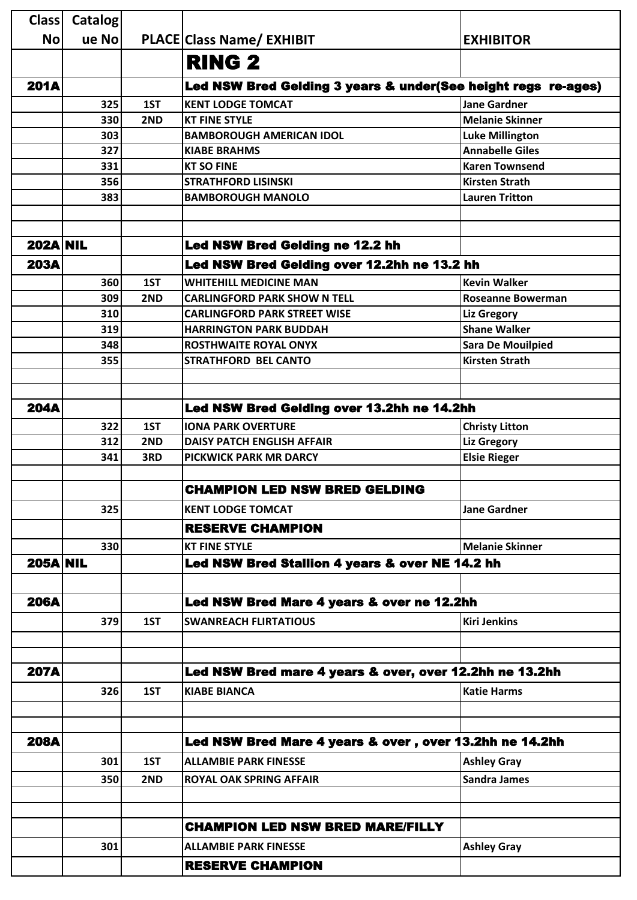| Class No | Catalogue No | PLACE | Class Name/ EXHIBIT | EXHIBITOR |
|---|---|---|---|---|
| | | | **RING 2** | |
| **201A** | | | **Led NSW Bred Gelding 3 years & under(See height regs re-ages)** | |
| | 325 | 1ST | KENT LODGE TOMCAT | Jane Gardner |
| | 330 | 2ND | KT FINE STYLE | Melanie Skinner |
| | 303 | | BAMBOROUGH AMERICAN IDOL | Luke Millington |
| | 327 | | KIABE BRAHMS | Annabelle Giles |
| | 331 | | KT SO FINE | Karen Townsend |
| | 356 | | STRATHFORD LISINSKI | Kirsten Strath |
| | 383 | | BAMBOROUGH MANOLO | Lauren Tritton |
| | | | | |
| | | | | |
| **202A** | NIL | | **Led NSW Bred Gelding ne 12.2 hh** | |
| **203A** | | | **Led NSW Bred Gelding over 12.2hh ne 13.2 hh** | |
| | 360 | 1ST | WHITEHILL MEDICINE MAN | Kevin Walker |
| | 309 | 2ND | CARLINGFORD PARK SHOW N TELL | Roseanne Bowerman |
| | 310 | | CARLINGFORD PARK STREET WISE | Liz Gregory |
| | 319 | | HARRINGTON PARK BUDDAH | Shane Walker |
| | 348 | | ROSTHWAITE ROYAL ONYX | Sara De Mouilpied |
| | 355 | | STRATHFORD BEL CANTO | Kirsten Strath |
| | | | | |
| | | | | |
| **204A** | | | **Led NSW Bred Gelding over 13.2hh ne 14.2hh** | |
| | 322 | 1ST | IONA PARK OVERTURE | Christy Litton |
| | 312 | 2ND | DAISY PATCH ENGLISH AFFAIR | Liz Gregory |
| | 341 | 3RD | PICKWICK PARK MR DARCY | Elsie Rieger |
| | | | | |
| | | | **CHAMPION LED NSW BRED GELDING** | |
| | 325 | | KENT LODGE TOMCAT | Jane Gardner |
| | | | **RESERVE CHAMPION** | |
| | 330 | | KT FINE STYLE | Melanie Skinner |
| **205A** | NIL | | **Led NSW Bred Stallion 4 years & over NE 14.2 hh** | |
| | | | | |
| **206A** | | | **Led NSW Bred Mare 4 years & over ne 12.2hh** | |
| | 379 | 1ST | SWANREACH FLIRTATIOUS | Kiri Jenkins |
| | | | | |
| | | | | |
| **207A** | | | **Led NSW Bred mare 4 years & over, over 12.2hh ne 13.2hh** | |
| | 326 | 1ST | KIABE BIANCA | Katie Harms |
| | | | | |
| | | | | |
| **208A** | | | **Led NSW Bred Mare 4 years & over , over 13.2hh ne 14.2hh** | |
| | 301 | 1ST | ALLAMBIE PARK FINESSE | Ashley Gray |
| | 350 | 2ND | ROYAL OAK SPRING AFFAIR | Sandra James |
| | | | | |
| | | | | |
| | | | **CHAMPION LED NSW BRED MARE/FILLY** | |
| | 301 | | ALLAMBIE PARK FINESSE | Ashley Gray |
| | | | **RESERVE CHAMPION** | |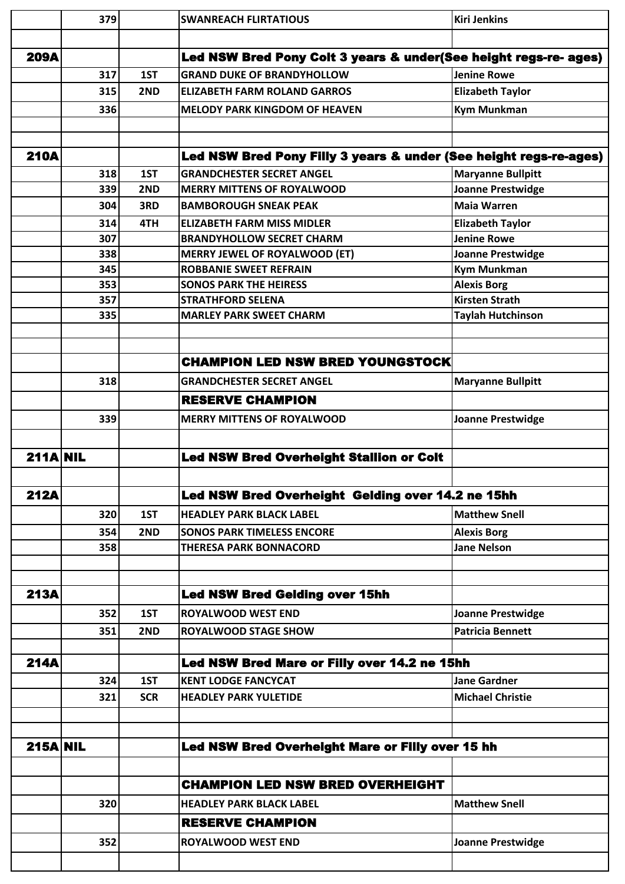| | | | | |
|---|---|---|---|---|
| | 379 | | SWANREACH FLIRTATIOUS | Kiri Jenkins |
| | | | | |
| **209A** | | | **Led NSW Bred Pony Colt 3 years & under(See height regs-re- ages)** | |
| | 317 | 1ST | GRAND DUKE OF BRANDYHOLLOW | Jenine Rowe |
| | 315 | 2ND | ELIZABETH FARM ROLAND GARROS | Elizabeth Taylor |
| | 336 | | MELODY PARK KINGDOM OF HEAVEN | Kym Munkman |
| | | | | |
| | | | | |
| **210A** | | | **Led NSW Bred Pony Filly 3 years & under (See height regs-re-ages)** | |
| | 318 | 1ST | GRANDCHESTER SECRET ANGEL | Maryanne Bullpitt |
| | 339 | 2ND | MERRY MITTENS OF ROYALWOOD | Joanne Prestwidge |
| | 304 | 3RD | BAMBOROUGH SNEAK PEAK | Maia Warren |
| | 314 | 4TH | ELIZABETH FARM MISS MIDLER | Elizabeth Taylor |
| | 307 | | BRANDYHOLLOW SECRET CHARM | Jenine Rowe |
| | 338 | | MERRY JEWEL OF ROYALWOOD (ET) | Joanne Prestwidge |
| | 345 | | ROBBANIE SWEET REFRAIN | Kym Munkman |
| | 353 | | SONOS PARK THE HEIRESS | Alexis Borg |
| | 357 | | STRATHFORD SELENA | Kirsten Strath |
| | 335 | | MARLEY PARK SWEET CHARM | Taylah Hutchinson |
| | | | | |
| | | | | |
| | | | **CHAMPION LED NSW BRED YOUNGSTOCK** | |
| | 318 | | GRANDCHESTER SECRET ANGEL | Maryanne Bullpitt |
| | | | **RESERVE CHAMPION** | |
| | 339 | | MERRY MITTENS OF ROYALWOOD | Joanne Prestwidge |
| | | | | |
| **211A** | **NIL** | | **Led NSW Bred Overheight Stallion or Colt** | |
| | | | | |
| **212A** | | | **Led NSW Bred Overheight Gelding over 14.2 ne 15hh** | |
| | 320 | 1ST | HEADLEY PARK BLACK LABEL | Matthew Snell |
| | 354 | 2ND | SONOS PARK TIMELESS ENCORE | Alexis Borg |
| | 358 | | THERESA PARK BONNACORD | Jane Nelson |
| | | | | |
| | | | | |
| **213A** | | | **Led NSW Bred Gelding over 15hh** | |
| | 352 | 1ST | ROYALWOOD WEST END | Joanne Prestwidge |
| | 351 | 2ND | ROYALWOOD STAGE SHOW | Patricia Bennett |
| | | | | |
| **214A** | | | **Led NSW Bred Mare or Filly over 14.2 ne 15hh** | |
| | 324 | 1ST | KENT LODGE FANCYCAT | Jane Gardner |
| | 321 | SCR | HEADLEY PARK YULETIDE | Michael Christie |
| | | | | |
| | | | | |
| **215A** | **NIL** | | **Led NSW Bred Overheight Mare or Filly over 15 hh** | |
| | | | | |
| | | | **CHAMPION LED NSW BRED OVERHEIGHT** | |
| | 320 | | HEADLEY PARK BLACK LABEL | Matthew Snell |
| | | | **RESERVE CHAMPION** | |
| | 352 | | ROYALWOOD WEST END | Joanne Prestwidge |
| | | | | |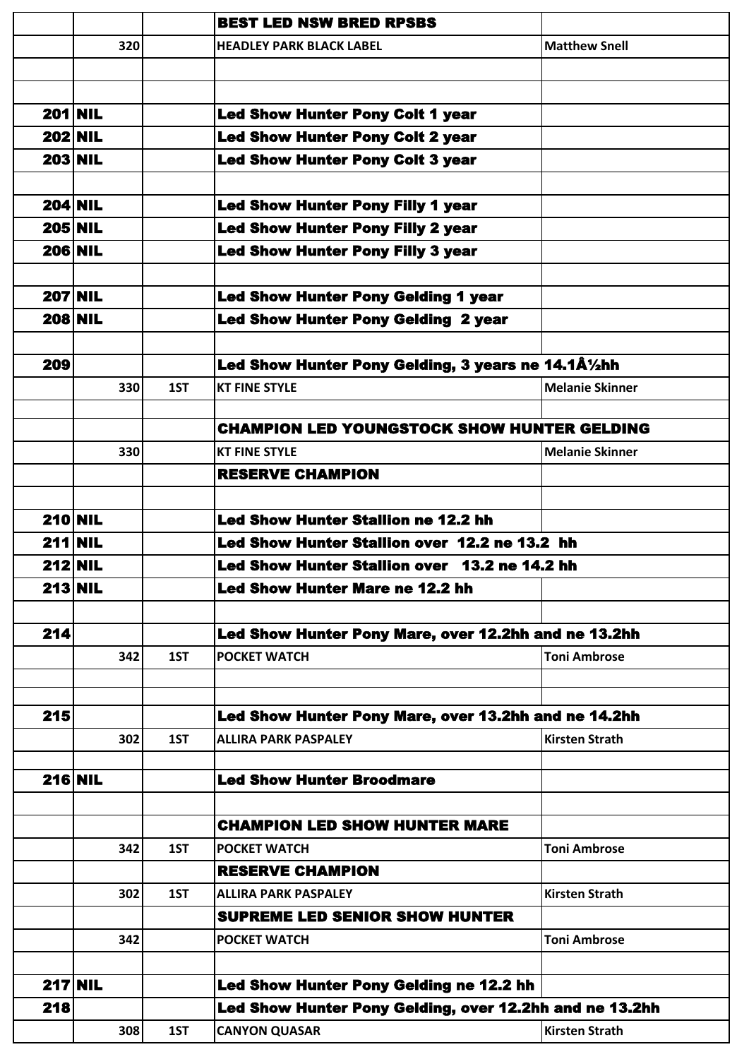| | | | | |
|---|---|---|---|---|
| | | | **BEST LED NSW BRED RPSBS** | |
| | 320 | | HEADLEY PARK BLACK LABEL | Matthew Snell |
| | | | | |
| | | | | |
| **201** | **NIL** | | **Led Show Hunter Pony Colt 1 year** | |
| **202** | **NIL** | | **Led Show Hunter Pony Colt 2 year** | |
| **203** | **NIL** | | **Led Show Hunter Pony Colt 3 year** | |
| | | | | |
| **204** | **NIL** | | **Led Show Hunter Pony Filly 1 year** | |
| **205** | **NIL** | | **Led Show Hunter Pony Filly 2 year** | |
| **206** | **NIL** | | **Led Show Hunter Pony Filly 3 year** | |
| | | | | |
| **207** | **NIL** | | **Led Show Hunter Pony Gelding 1 year** | |
| **208** | **NIL** | | **Led Show Hunter Pony Gelding 2 year** | |
| | | | | |
| **209** | | | **Led Show Hunter Pony Gelding, 3 years ne 14.1Â½hh** | |
| | 330 | 1ST | KT FINE STYLE | Melanie Skinner |
| | | | | |
| | | | **CHAMPION LED YOUNGSTOCK SHOW HUNTER GELDING** | |
| | 330 | | KT FINE STYLE | Melanie Skinner |
| | | | **RESERVE CHAMPION** | |
| | | | | |
| **210** | **NIL** | | **Led Show Hunter Stallion ne 12.2 hh** | |
| **211** | **NIL** | | **Led Show Hunter Stallion over 12.2 ne 13.2 hh** | |
| **212** | **NIL** | | **Led Show Hunter Stallion over 13.2 ne 14.2 hh** | |
| **213** | **NIL** | | **Led Show Hunter Mare ne 12.2 hh** | |
| | | | | |
| **214** | | | **Led Show Hunter Pony Mare, over 12.2hh and ne 13.2hh** | |
| | 342 | 1ST | POCKET WATCH | Toni Ambrose |
| | | | | |
| | | | | |
| **215** | | | **Led Show Hunter Pony Mare, over 13.2hh and ne 14.2hh** | |
| | 302 | 1ST | ALLIRA PARK PASPALEY | Kirsten Strath |
| | | | | |
| **216** | **NIL** | | **Led Show Hunter Broodmare** | |
| | | | | |
| | | | **CHAMPION LED SHOW HUNTER MARE** | |
| | 342 | 1ST | POCKET WATCH | Toni Ambrose |
| | | | **RESERVE CHAMPION** | |
| | 302 | 1ST | ALLIRA PARK PASPALEY | Kirsten Strath |
| | | | **SUPREME LED SENIOR SHOW HUNTER** | |
| | 342 | | POCKET WATCH | Toni Ambrose |
| | | | | |
| **217** | **NIL** | | **Led Show Hunter Pony Gelding ne 12.2 hh** | |
| **218** | | | **Led Show Hunter Pony Gelding, over 12.2hh and ne 13.2hh** | |
| | 308 | 1ST | CANYON QUASAR | Kirsten Strath |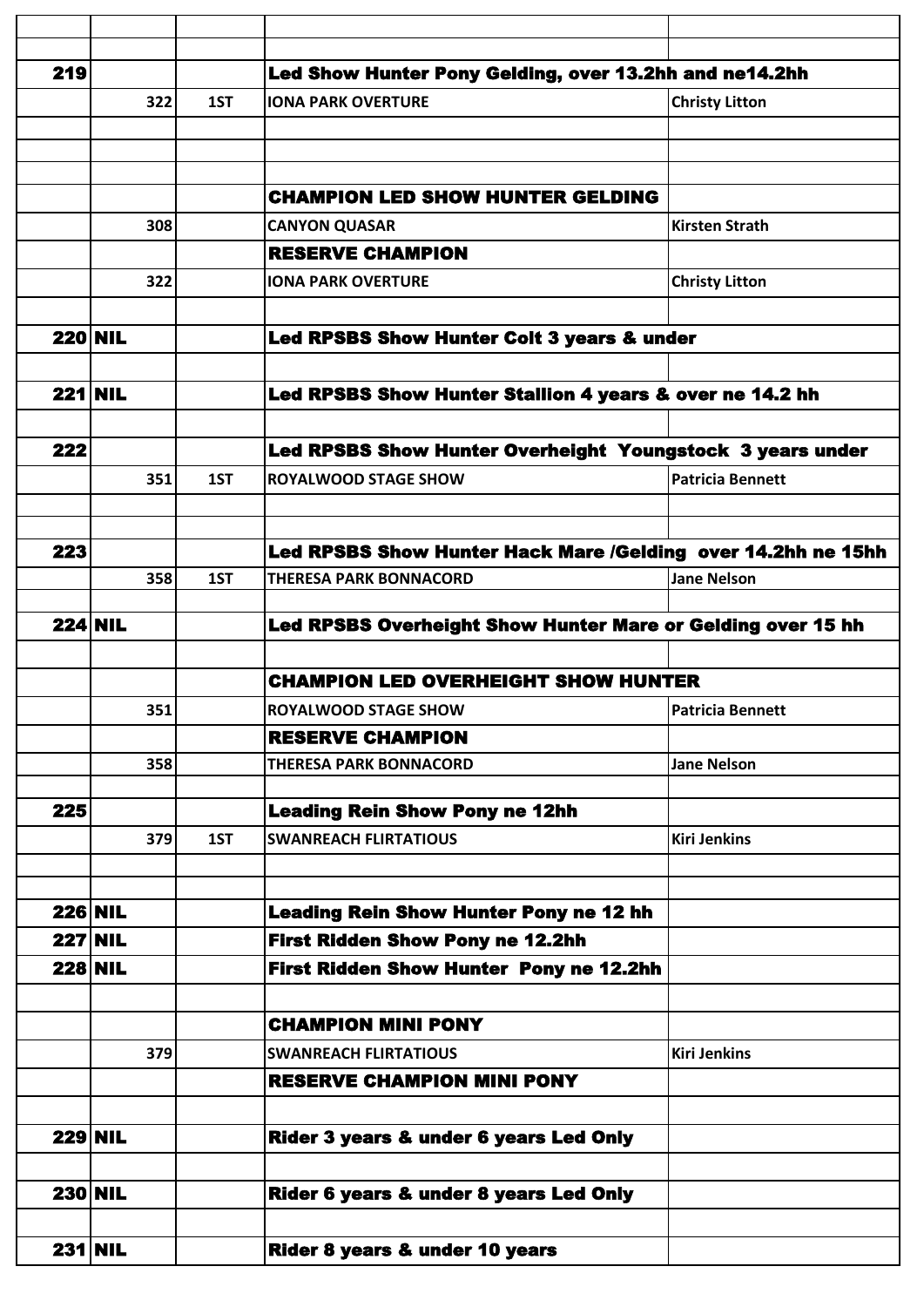| | | | | |
|---|---|---|---|---|
| | | | | |
| 219 | | | **Led Show Hunter Pony Gelding, over 13.2hh and ne14.2hh** | |
| | 322 | 1ST | IONA PARK OVERTURE | Christy Litton |
| | | | | |
| | | | | |
| | | | | |
| | | | **CHAMPION LED SHOW HUNTER GELDING** | |
| | 308 | | CANYON QUASAR | Kirsten Strath |
| | | | **RESERVE CHAMPION** | |
| | 322 | | IONA PARK OVERTURE | Christy Litton |
| | | | | |
| 220 | NIL | | **Led RPSBS Show Hunter Colt 3 years & under** | |
| | | | | |
| 221 | NIL | | **Led RPSBS Show Hunter Stallion 4 years & over ne 14.2 hh** | |
| | | | | |
| 222 | | | **Led RPSBS Show Hunter Overheight Youngstock 3 years under** | |
| | 351 | 1ST | ROYALWOOD STAGE SHOW | Patricia Bennett |
| | | | | |
| | | | | |
| 223 | | | **Led RPSBS Show Hunter Hack Mare /Gelding over 14.2hh ne 15hh** | |
| | 358 | 1ST | THERESA PARK BONNACORD | Jane Nelson |
| | | | | |
| 224 | NIL | | **Led RPSBS Overheight Show Hunter Mare or Gelding over 15 hh** | |
| | | | | |
| | | | **CHAMPION LED OVERHEIGHT SHOW HUNTER** | |
| | 351 | | ROYALWOOD STAGE SHOW | Patricia Bennett |
| | | | **RESERVE CHAMPION** | |
| | 358 | | THERESA PARK BONNACORD | Jane Nelson |
| | | | | |
| 225 | | | **Leading Rein Show Pony ne 12hh** | |
| | 379 | 1ST | SWANREACH FLIRTATIOUS | Kiri Jenkins |
| | | | | |
| | | | | |
| 226 | NIL | | **Leading Rein Show Hunter Pony ne 12 hh** | |
| 227 | NIL | | **First Ridden Show Pony ne 12.2hh** | |
| 228 | NIL | | **First Ridden Show Hunter Pony ne 12.2hh** | |
| | | | | |
| | | | **CHAMPION MINI PONY** | |
| | 379 | | SWANREACH FLIRTATIOUS | Kiri Jenkins |
| | | | **RESERVE CHAMPION MINI PONY** | |
| | | | | |
| 229 | NIL | | **Rider 3 years & under 6 years Led Only** | |
| | | | | |
| 230 | NIL | | **Rider 6 years & under 8 years Led Only** | |
| | | | | |
| 231 | NIL | | **Rider 8 years & under 10 years** | |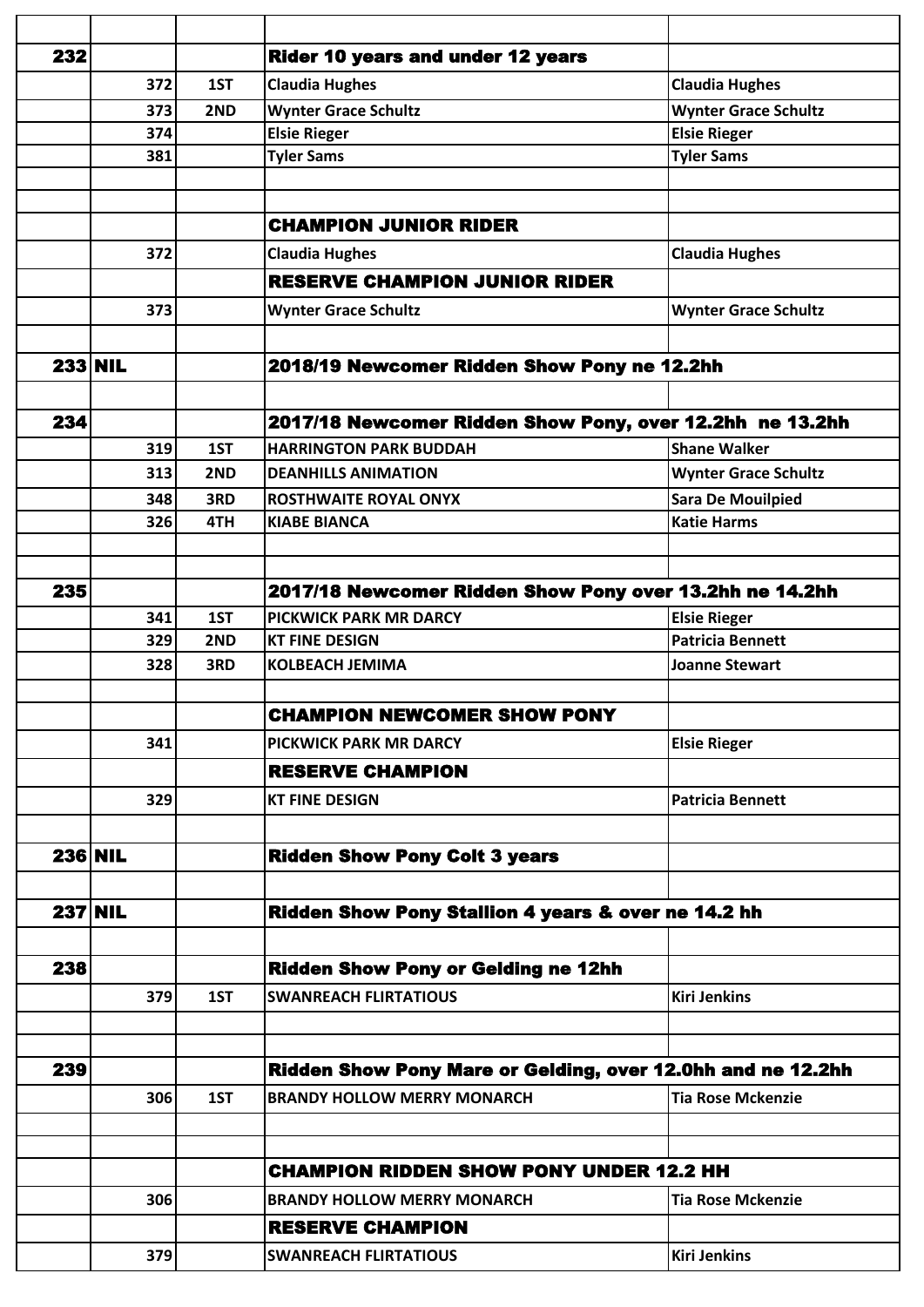| | | | | |
|---|---|---|---|---|
| 232 | | | **Rider 10 years and under 12 years** | |
| | 372 | 1ST | Claudia Hughes | Claudia Hughes |
| | 373 | 2ND | Wynter Grace Schultz | Wynter Grace Schultz |
| | 374 | | Elsie Rieger | Elsie Rieger |
| | 381 | | Tyler Sams | Tyler Sams |
| | | | | |
| | | | | |
| | | | **CHAMPION JUNIOR RIDER** | |
| | 372 | | Claudia Hughes | Claudia Hughes |
| | | | **RESERVE CHAMPION JUNIOR RIDER** | |
| | 373 | | Wynter Grace Schultz | Wynter Grace Schultz |
| | | | | |
| 233 | NIL | | **2018/19 Newcomer Ridden Show Pony ne 12.2hh** | |
| | | | | |
| 234 | | | **2017/18 Newcomer Ridden Show Pony, over 12.2hh ne 13.2hh** | |
| | 319 | 1ST | HARRINGTON PARK BUDDAH | Shane Walker |
| | 313 | 2ND | DEANHILLS ANIMATION | Wynter Grace Schultz |
| | 348 | 3RD | ROSTHWAITE ROYAL ONYX | Sara De Mouilpied |
| | 326 | 4TH | KIABE BIANCA | Katie Harms |
| | | | | |
| | | | | |
| 235 | | | **2017/18 Newcomer Ridden Show Pony over 13.2hh ne 14.2hh** | |
| | 341 | 1ST | PICKWICK PARK MR DARCY | Elsie Rieger |
| | 329 | 2ND | KT FINE DESIGN | Patricia Bennett |
| | 328 | 3RD | KOLBEACH JEMIMA | Joanne Stewart |
| | | | | |
| | | | **CHAMPION NEWCOMER SHOW PONY** | |
| | 341 | | PICKWICK PARK MR DARCY | Elsie Rieger |
| | | | **RESERVE CHAMPION** | |
| | 329 | | KT FINE DESIGN | Patricia Bennett |
| | | | | |
| 236 | NIL | | **Ridden Show Pony Colt 3 years** | |
| | | | | |
| 237 | NIL | | **Ridden Show Pony Stallion 4 years & over ne 14.2 hh** | |
| | | | | |
| 238 | | | **Ridden Show Pony or Gelding ne 12hh** | |
| | 379 | 1ST | SWANREACH FLIRTATIOUS | Kiri Jenkins |
| | | | | |
| | | | | |
| 239 | | | **Ridden Show Pony Mare or Gelding, over 12.0hh and ne 12.2hh** | |
| | 306 | 1ST | BRANDY HOLLOW MERRY MONARCH | Tia Rose Mckenzie |
| | | | | |
| | | | | |
| | | | **CHAMPION RIDDEN SHOW PONY UNDER 12.2 HH** | |
| | 306 | | BRANDY HOLLOW MERRY MONARCH | Tia Rose Mckenzie |
| | | | **RESERVE CHAMPION** | |
| | 379 | | SWANREACH FLIRTATIOUS | Kiri Jenkins |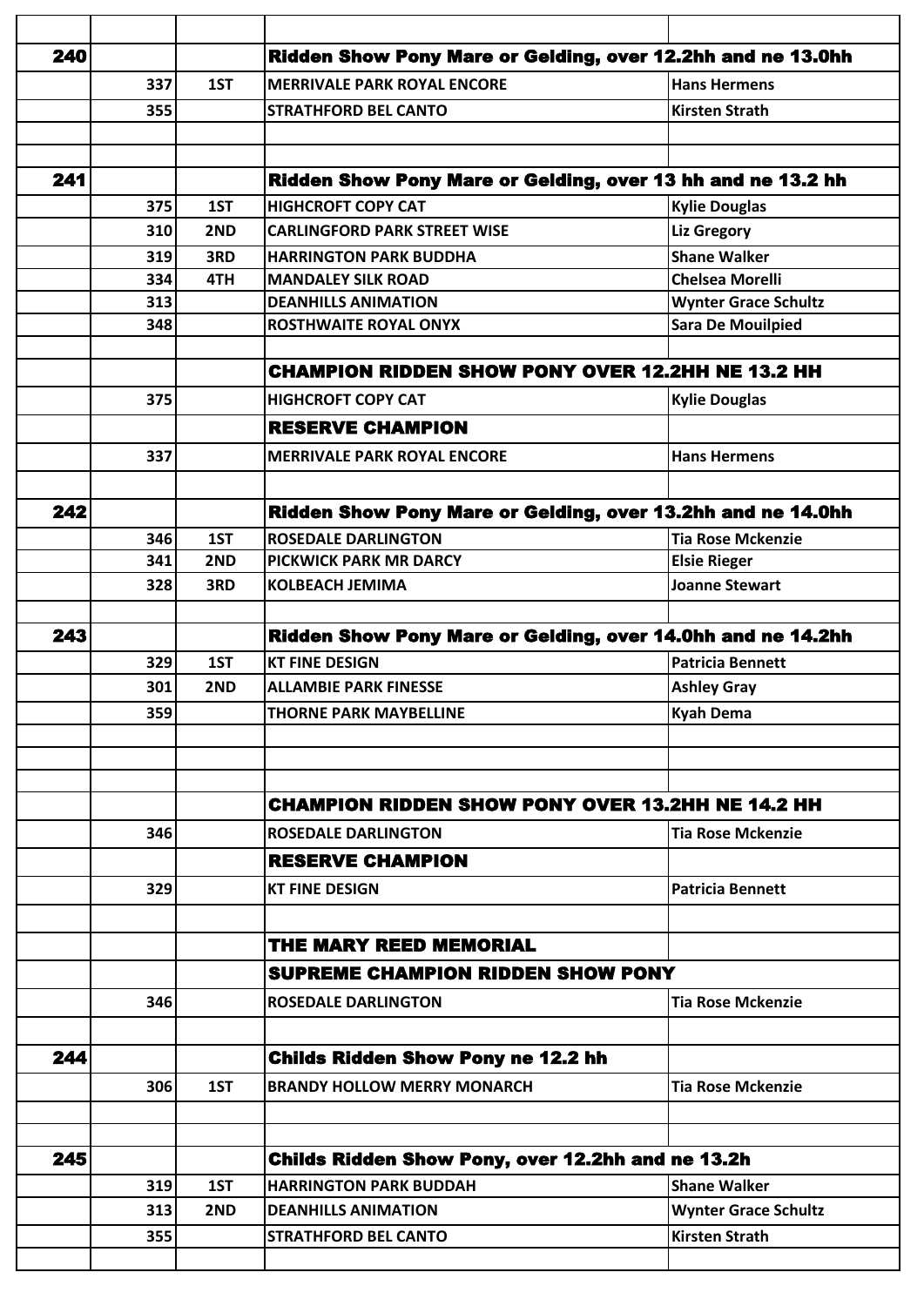| | | | | |
|---|---|---|---|---|
| 240 | | | **Ridden Show Pony Mare or Gelding, over 12.2hh and ne 13.0hh** | |
| | 337 | 1ST | MERRIVALE PARK ROYAL ENCORE | Hans Hermens |
| | 355 | | STRATHFORD BEL CANTO | Kirsten Strath |
| | | | | |
| 241 | | | **Ridden Show Pony Mare or Gelding, over 13 hh and ne 13.2 hh** | |
| | 375 | 1ST | HIGHCROFT COPY CAT | Kylie Douglas |
| | 310 | 2ND | CARLINGFORD PARK STREET WISE | Liz Gregory |
| | 319 | 3RD | HARRINGTON PARK BUDDHA | Shane Walker |
| | 334 | 4TH | MANDALEY SILK ROAD | Chelsea Morelli |
| | 313 | | DEANHILLS ANIMATION | Wynter Grace Schultz |
| | 348 | | ROSTHWAITE ROYAL ONYX | Sara De Mouilpied |
| | | | | |
| | | | **CHAMPION RIDDEN SHOW PONY OVER 12.2HH NE 13.2 HH** | |
| | 375 | | HIGHCROFT COPY CAT | Kylie Douglas |
| | | | **RESERVE CHAMPION** | |
| | 337 | | MERRIVALE PARK ROYAL ENCORE | Hans Hermens |
| | | | | |
| 242 | | | **Ridden Show Pony Mare or Gelding, over 13.2hh and ne 14.0hh** | |
| | 346 | 1ST | ROSEDALE DARLINGTON | Tia Rose Mckenzie |
| | 341 | 2ND | PICKWICK PARK MR DARCY | Elsie Rieger |
| | 328 | 3RD | KOLBEACH JEMIMA | Joanne Stewart |
| | | | | |
| 243 | | | **Ridden Show Pony Mare or Gelding, over 14.0hh and ne 14.2hh** | |
| | 329 | 1ST | KT FINE DESIGN | Patricia Bennett |
| | 301 | 2ND | ALLAMBIE PARK FINESSE | Ashley Gray |
| | 359 | | THORNE PARK MAYBELLINE | Kyah Dema |
| | | | | |
| | | | **CHAMPION RIDDEN SHOW PONY OVER 13.2HH NE 14.2 HH** | |
| | 346 | | ROSEDALE DARLINGTON | Tia Rose Mckenzie |
| | | | **RESERVE CHAMPION** | |
| | 329 | | KT FINE DESIGN | Patricia Bennett |
| | | | | |
| | | | **THE MARY REED MEMORIAL** | |
| | | | **SUPREME CHAMPION RIDDEN SHOW PONY** | |
| | 346 | | ROSEDALE DARLINGTON | Tia Rose Mckenzie |
| | | | | |
| 244 | | | **Childs Ridden Show Pony ne 12.2 hh** | |
| | 306 | 1ST | BRANDY HOLLOW MERRY MONARCH | Tia Rose Mckenzie |
| | | | | |
| 245 | | | **Childs Ridden Show Pony, over 12.2hh and ne 13.2h** | |
| | 319 | 1ST | HARRINGTON PARK BUDDAH | Shane Walker |
| | 313 | 2ND | DEANHILLS ANIMATION | Wynter Grace Schultz |
| | 355 | | STRATHFORD BEL CANTO | Kirsten Strath |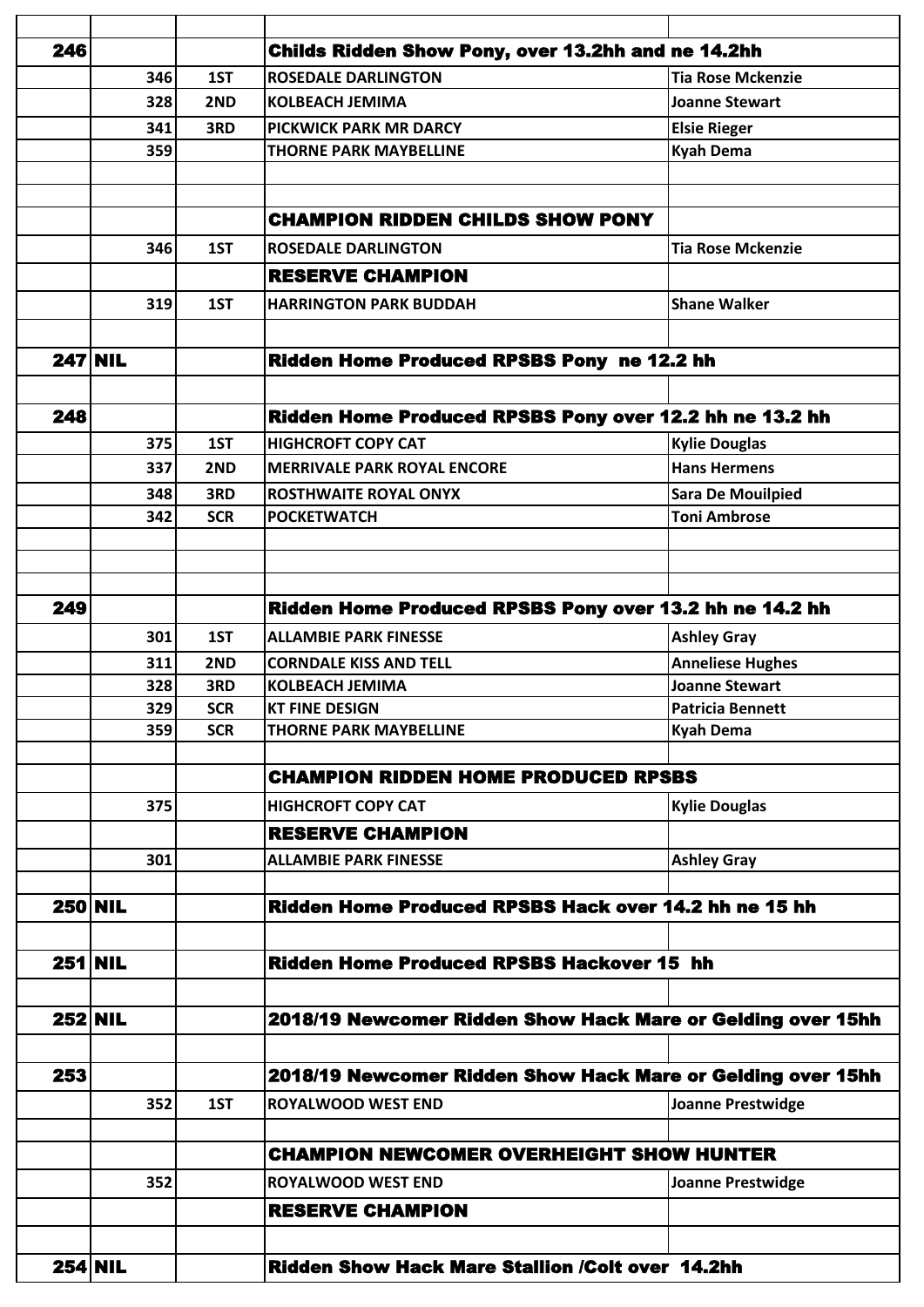| | | | | |
|---|---|---|---|---|
| **246** | | | **Childs Ridden Show Pony, over 13.2hh and ne 14.2hh** | |
| | 346 | 1ST | ROSEDALE DARLINGTON | Tia Rose Mckenzie |
| | 328 | 2ND | KOLBEACH JEMIMA | Joanne Stewart |
| | 341 | 3RD | PICKWICK PARK MR DARCY | Elsie Rieger |
| | 359 | | THORNE PARK MAYBELLINE | Kyah Dema |
| | | | | |
| | | | | |
| | | | **CHAMPION RIDDEN CHILDS SHOW PONY** | |
| | 346 | 1ST | ROSEDALE DARLINGTON | Tia Rose Mckenzie |
| | | | **RESERVE CHAMPION** | |
| | 319 | 1ST | HARRINGTON PARK BUDDAH | Shane Walker |
| | | | | |
| **247** | **NIL** | | **Ridden Home Produced RPSBS Pony ne 12.2 hh** | |
| | | | | |
| **248** | | | **Ridden Home Produced RPSBS Pony over 12.2 hh ne 13.2 hh** | |
| | 375 | 1ST | HIGHCROFT COPY CAT | Kylie Douglas |
| | 337 | 2ND | MERRIVALE PARK ROYAL ENCORE | Hans Hermens |
| | 348 | 3RD | ROSTHWAITE ROYAL ONYX | Sara De Mouilpied |
| | 342 | SCR | POCKETWATCH | Toni Ambrose |
| | | | | |
| | | | | |
| | | | | |
| **249** | | | **Ridden Home Produced RPSBS Pony over 13.2 hh ne 14.2 hh** | |
| | 301 | 1ST | ALLAMBIE PARK FINESSE | Ashley Gray |
| | 311 | 2ND | CORNDALE KISS AND TELL | Anneliese Hughes |
| | 328 | 3RD | KOLBEACH JEMIMA | Joanne Stewart |
| | 329 | SCR | KT FINE DESIGN | Patricia Bennett |
| | 359 | SCR | THORNE PARK MAYBELLINE | Kyah Dema |
| | | | | |
| | | | **CHAMPION RIDDEN HOME PRODUCED RPSBS** | |
| | 375 | | HIGHCROFT COPY CAT | Kylie Douglas |
| | | | **RESERVE CHAMPION** | |
| | 301 | | ALLAMBIE PARK FINESSE | Ashley Gray |
| | | | | |
| **250** | **NIL** | | **Ridden Home Produced RPSBS Hack over 14.2 hh ne 15 hh** | |
| | | | | |
| **251** | **NIL** | | **Ridden Home Produced RPSBS Hackover 15 hh** | |
| | | | | |
| **252** | **NIL** | | **2018/19 Newcomer Ridden Show Hack Mare or Gelding over 15hh** | |
| | | | | |
| **253** | | | **2018/19 Newcomer Ridden Show Hack Mare or Gelding over 15hh** | |
| | 352 | 1ST | ROYALWOOD WEST END | Joanne Prestwidge |
| | | | | |
| | | | **CHAMPION NEWCOMER OVERHEIGHT SHOW HUNTER** | |
| | 352 | | ROYALWOOD WEST END | Joanne Prestwidge |
| | | | **RESERVE CHAMPION** | |
| | | | | |
| **254** | **NIL** | | **Ridden Show Hack Mare Stallion /Colt over 14.2hh** | |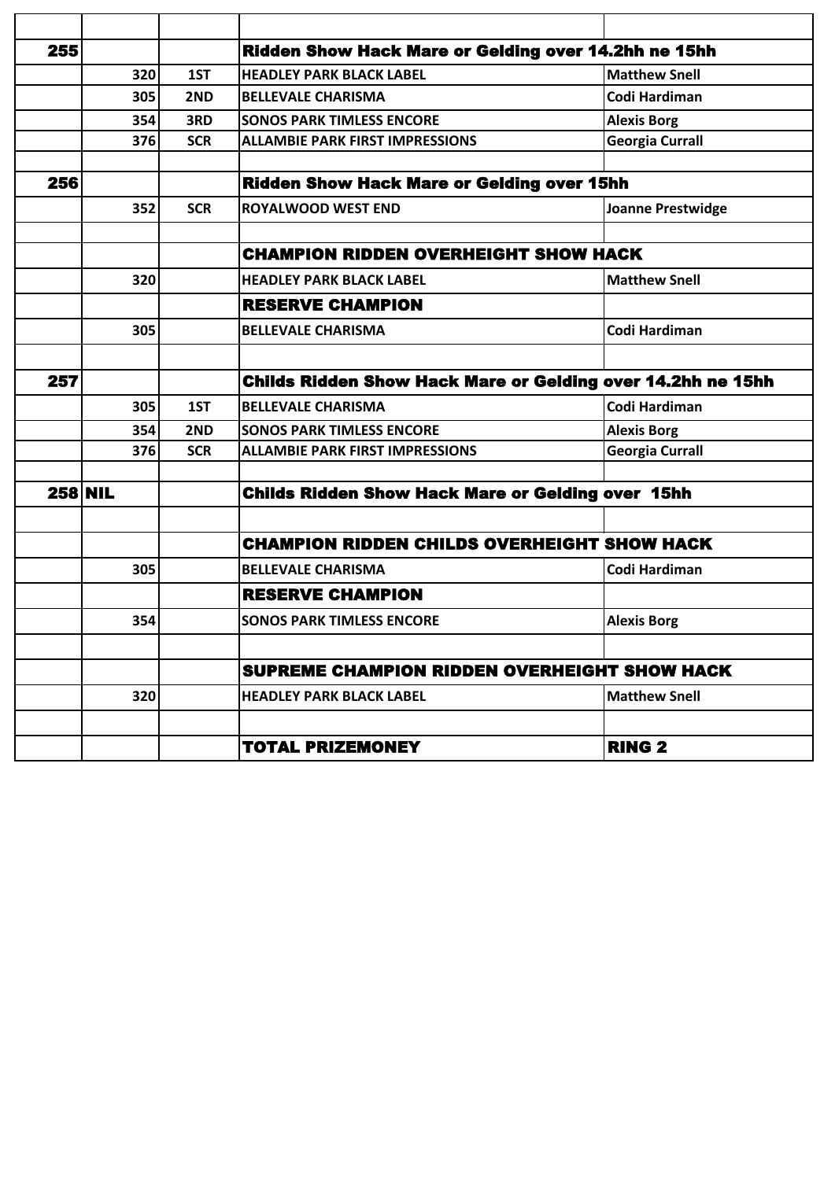| | | | | |
|---|---|---|---|---|
| | | | | |
| 255 | | | Ridden Show Hack Mare or Gelding over 14.2hh ne 15hh | |
| | 320 | 1ST | HEADLEY PARK BLACK LABEL | Matthew Snell |
| | 305 | 2ND | BELLEVALE CHARISMA | Codi Hardiman |
| | 354 | 3RD | SONOS PARK TIMLESS ENCORE | Alexis Borg |
| | 376 | SCR | ALLAMBIE PARK FIRST IMPRESSIONS | Georgia Currall |
| | | | | |
| 256 | | | Ridden Show Hack Mare or Gelding over 15hh | |
| | 352 | SCR | ROYALWOOD WEST END | Joanne Prestwidge |
| | | | | |
| | | | CHAMPION RIDDEN OVERHEIGHT SHOW HACK | |
| | 320 | | HEADLEY PARK BLACK LABEL | Matthew Snell |
| | | | RESERVE CHAMPION | |
| | 305 | | BELLEVALE CHARISMA | Codi Hardiman |
| | | | | |
| 257 | | | Childs Ridden Show Hack Mare or Gelding over 14.2hh ne 15hh | |
| | 305 | 1ST | BELLEVALE CHARISMA | Codi Hardiman |
| | 354 | 2ND | SONOS PARK TIMLESS ENCORE | Alexis Borg |
| | 376 | SCR | ALLAMBIE PARK FIRST IMPRESSIONS | Georgia Currall |
| | | | | |
| 258 | NIL | | Childs Ridden Show Hack Mare or Gelding over 15hh | |
| | | | | |
| | | | CHAMPION RIDDEN CHILDS OVERHEIGHT SHOW HACK | |
| | 305 | | BELLEVALE CHARISMA | Codi Hardiman |
| | | | RESERVE CHAMPION | |
| | 354 | | SONOS PARK TIMLESS ENCORE | Alexis Borg |
| | | | | |
| | | | SUPREME CHAMPION RIDDEN OVERHEIGHT SHOW HACK | |
| | 320 | | HEADLEY PARK BLACK LABEL | Matthew Snell |
| | | | | |
| | | | TOTAL PRIZEMONEY | RING 2 |